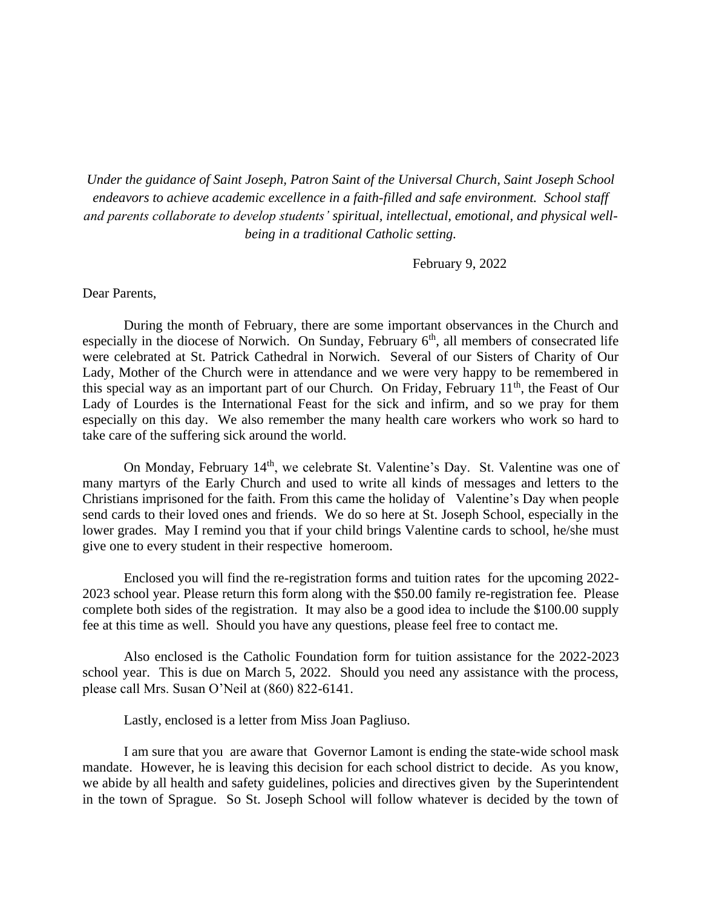*Under the guidance of Saint Joseph, Patron Saint of the Universal Church, Saint Joseph School endeavors to achieve academic excellence in a faith-filled and safe environment. School staff and parents collaborate to develop students' spiritual, intellectual, emotional, and physical well-being in a traditional Catholic setting.*

February 9, 2022

Dear Parents,

During the month of February, there are some important observances in the Church and especially in the diocese of Norwich. On Sunday, February 6th, all members of consecrated life were celebrated at St. Patrick Cathedral in Norwich. Several of our Sisters of Charity of Our Lady, Mother of the Church were in attendance and we were very happy to be remembered in this special way as an important part of our Church. On Friday, February 11th, the Feast of Our Lady of Lourdes is the International Feast for the sick and infirm, and so we pray for them especially on this day. We also remember the many health care workers who work so hard to take care of the suffering sick around the world.

On Monday, February 14th, we celebrate St. Valentine's Day. St. Valentine was one of many martyrs of the Early Church and used to write all kinds of messages and letters to the Christians imprisoned for the faith. From this came the holiday of Valentine's Day when people send cards to their loved ones and friends. We do so here at St. Joseph School, especially in the lower grades. May I remind you that if your child brings Valentine cards to school, he/she must give one to every student in their respective homeroom.

Enclosed you will find the re-registration forms and tuition rates for the upcoming 2022-2023 school year. Please return this form along with the $50.00 family re-registration fee. Please complete both sides of the registration. It may also be a good idea to include the $100.00 supply fee at this time as well. Should you have any questions, please feel free to contact me.

Also enclosed is the Catholic Foundation form for tuition assistance for the 2022-2023 school year. This is due on March 5, 2022. Should you need any assistance with the process, please call Mrs. Susan O'Neil at (860) 822-6141.

Lastly, enclosed is a letter from Miss Joan Pagliuso.

I am sure that you are aware that Governor Lamont is ending the state-wide school mask mandate. However, he is leaving this decision for each school district to decide. As you know, we abide by all health and safety guidelines, policies and directives given by the Superintendent in the town of Sprague. So St. Joseph School will follow whatever is decided by the town of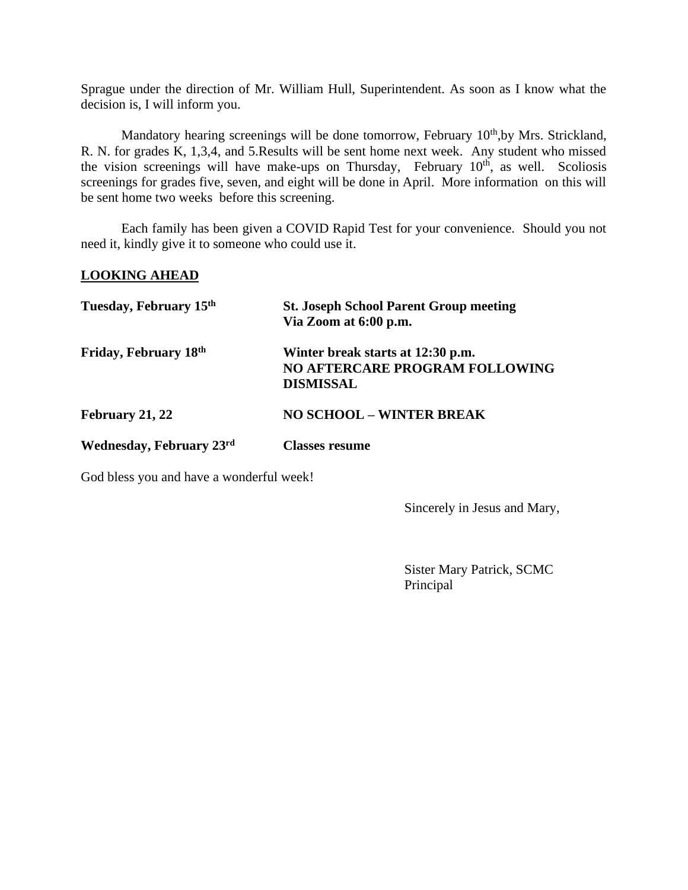Sprague under the direction of Mr. William Hull, Superintendent. As soon as I know what the decision is, I will inform you.

Mandatory hearing screenings will be done tomorrow, February 10th,by Mrs. Strickland, R. N. for grades K, 1,3,4, and 5.Results will be sent home next week. Any student who missed the vision screenings will have make-ups on Thursday, February 10th, as well. Scoliosis screenings for grades five, seven, and eight will be done in April. More information on this will be sent home two weeks before this screening.

Each family has been given a COVID Rapid Test for your convenience. Should you not need it, kindly give it to someone who could use it.

**LOOKING AHEAD**

| | |
|---|---|
| **Tuesday, February 15th** | **St. Joseph School Parent Group meeting Via Zoom at 6:00 p.m.** |
| **Friday, February 18th** | **Winter break starts at 12:30 p.m. NO AFTERCARE PROGRAM FOLLOWING DISMISSAL** |
| **February 21, 22** | **NO SCHOOL – WINTER BREAK** |
| **Wednesday, February 23rd** | **Classes resume** |

God bless you and have a wonderful week!

Sincerely in Jesus and Mary,

Sister Mary Patrick, SCMC
Principal